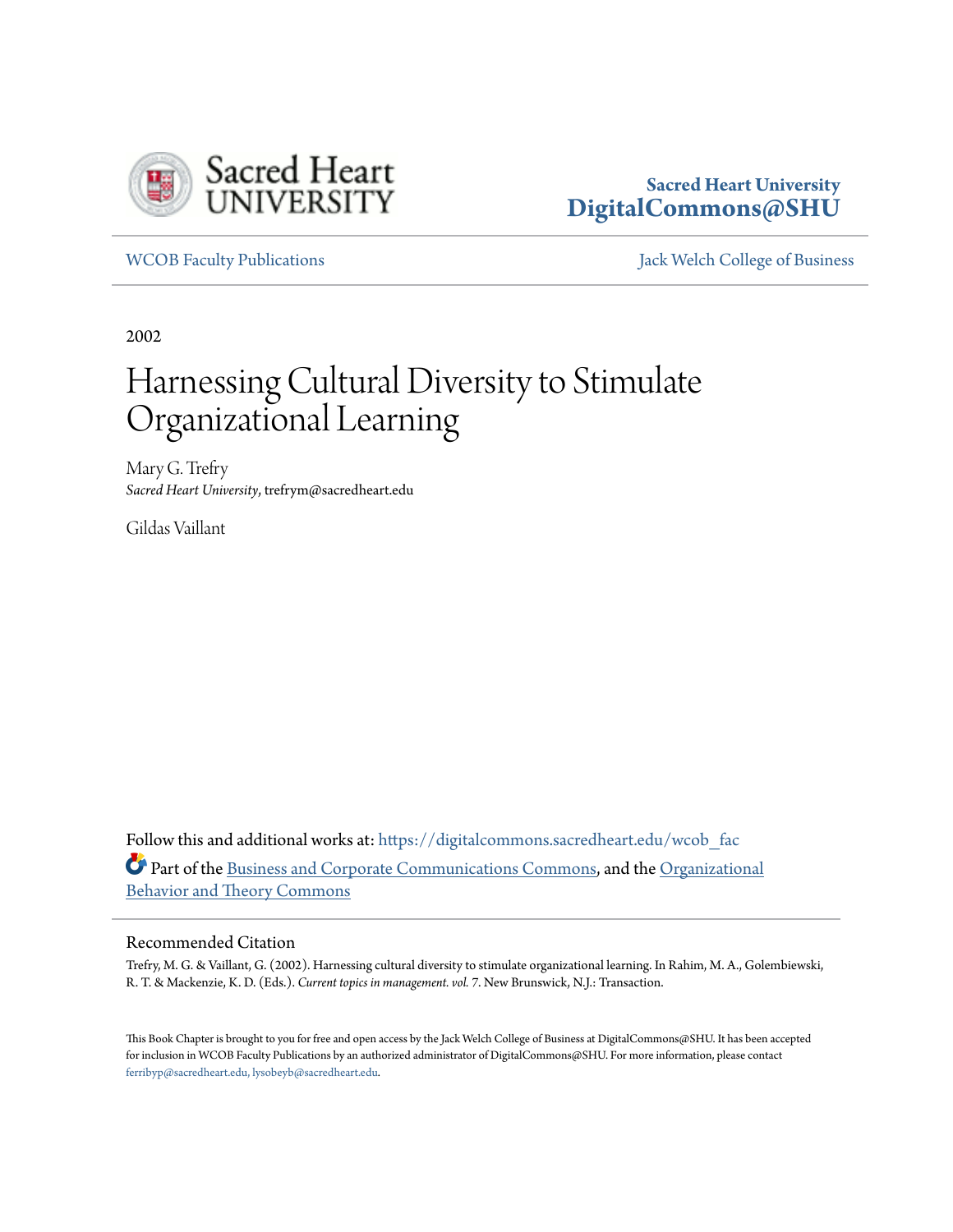Sacred Heart University
DigitalCommons@SHU

WCOB Faculty Publications | Jack Welch College of Business

2002

# Harnessing Cultural Diversity to Stimulate Organizational Learning

Mary G. Trefry
*Sacred Heart University*, trefrym@sacredheart.edu

Gildas Vaillant

Follow this and additional works at: https://digitalcommons.sacredheart.edu/wcob_fac

Part of the Business and Corporate Communications Commons, and the Organizational Behavior and Theory Commons

## Recommended Citation

Trefry, M. G. & Vaillant, G. (2002). Harnessing cultural diversity to stimulate organizational learning. In Rahim, M. A., Golembiewski, R. T. & Mackenzie, K. D. (Eds.). *Current topics in management. vol.* 7. New Brunswick, N.J.: Transaction.

This Book Chapter is brought to you for free and open access by the Jack Welch College of Business at DigitalCommons@SHU. It has been accepted for inclusion in WCOB Faculty Publications by an authorized administrator of DigitalCommons@SHU. For more information, please contact ferribyp@sacredheart.edu, lysobeyb@sacredheart.edu.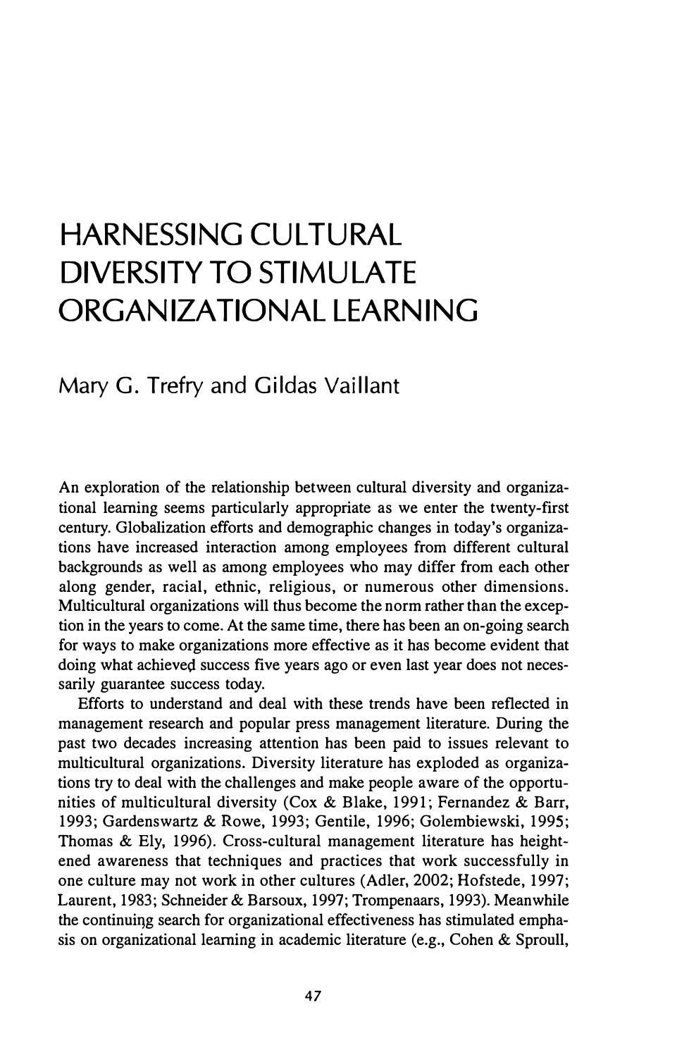# HARNESSING CULTURAL DIVERSITY TO STIMULATE ORGANIZATIONAL LEARNING

Mary G. Trefry and Gildas Vaillant

An exploration of the relationship between cultural diversity and organizational learning seems particularly appropriate as we enter the twenty-first century. Globalization efforts and demographic changes in today's organizations have increased interaction among employees from different cultural backgrounds as well as among employees who may differ from each other along gender, racial, ethnic, religious, or numerous other dimensions. Multicultural organizations will thus become the norm rather than the exception in the years to come. At the same time, there has been an on-going search for ways to make organizations more effective as it has become evident that doing what achieved success five years ago or even last year does not necessarily guarantee success today.

Efforts to understand and deal with these trends have been reflected in management research and popular press management literature. During the past two decades increasing attention has been paid to issues relevant to multicultural organizations. Diversity literature has exploded as organizations try to deal with the challenges and make people aware of the opportunities of multicultural diversity (Cox & Blake, 1991; Fernandez & Barr, 1993; Gardenswartz & Rowe, 1993; Gentile, 1996; Golembiewski, 1995; Thomas & Ely, 1996). Cross-cultural management literature has heightened awareness that techniques and practices that work successfully in one culture may not work in other cultures (Adler, 2002; Hofstede, 1997; Laurent, 1983; Schneider & Barsoux, 1997; Trompenaars, 1993). Meanwhile the continuing search for organizational effectiveness has stimulated emphasis on organizational learning in academic literature (e.g., Cohen & Sproull,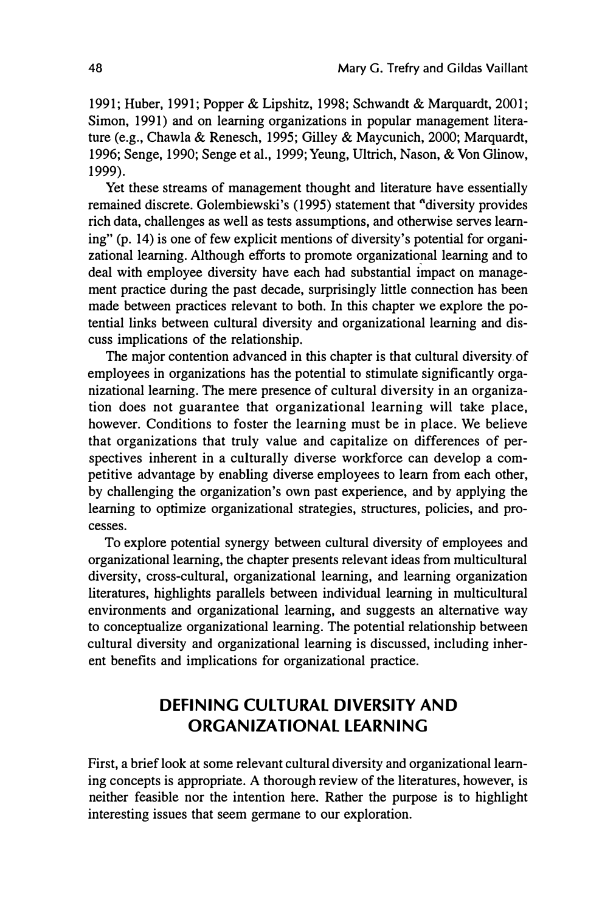1991; Huber, 1991; Popper & Lipshitz, 1998; Schwandt & Marquardt, 2001; Simon, 1991) and on learning organizations in popular management literature (e.g., Chawla & Renesch, 1995; Gilley & Maycunich, 2000; Marquardt, 1996; Senge, 1990; Senge et al., 1999; Yeung, Ultrich, Nason, & Von Glinow, 1999).

Yet these streams of management thought and literature have essentially remained discrete. Golembiewski's (1995) statement that "diversity provides rich data, challenges as well as tests assumptions, and otherwise serves learning" (p. 14) is one of few explicit mentions of diversity's potential for organizational learning. Although efforts to promote organizational learning and to deal with employee diversity have each had substantial impact on management practice during the past decade, surprisingly little connection has been made between practices relevant to both. In this chapter we explore the potential links between cultural diversity and organizational learning and discuss implications of the relationship.

The major contention advanced in this chapter is that cultural diversity of employees in organizations has the potential to stimulate significantly organizational learning. The mere presence of cultural diversity in an organization does not guarantee that organizational learning will take place, however. Conditions to foster the learning must be in place. We believe that organizations that truly value and capitalize on differences of perspectives inherent in a culturally diverse workforce can develop a competitive advantage by enabling diverse employees to learn from each other, by challenging the organization's own past experience, and by applying the learning to optimize organizational strategies, structures, policies, and processes.

To explore potential synergy between cultural diversity of employees and organizational learning, the chapter presents relevant ideas from multicultural diversity, cross-cultural, organizational learning, and learning organization literatures, highlights parallels between individual learning in multicultural environments and organizational learning, and suggests an alternative way to conceptualize organizational learning. The potential relationship between cultural diversity and organizational learning is discussed, including inherent benefits and implications for organizational practice.

## DEFINING CULTURAL DIVERSITY AND ORGANIZATIONAL LEARNING

First, a brief look at some relevant cultural diversity and organizational learning concepts is appropriate. A thorough review of the literatures, however, is neither feasible nor the intention here. Rather the purpose is to highlight interesting issues that seem germane to our exploration.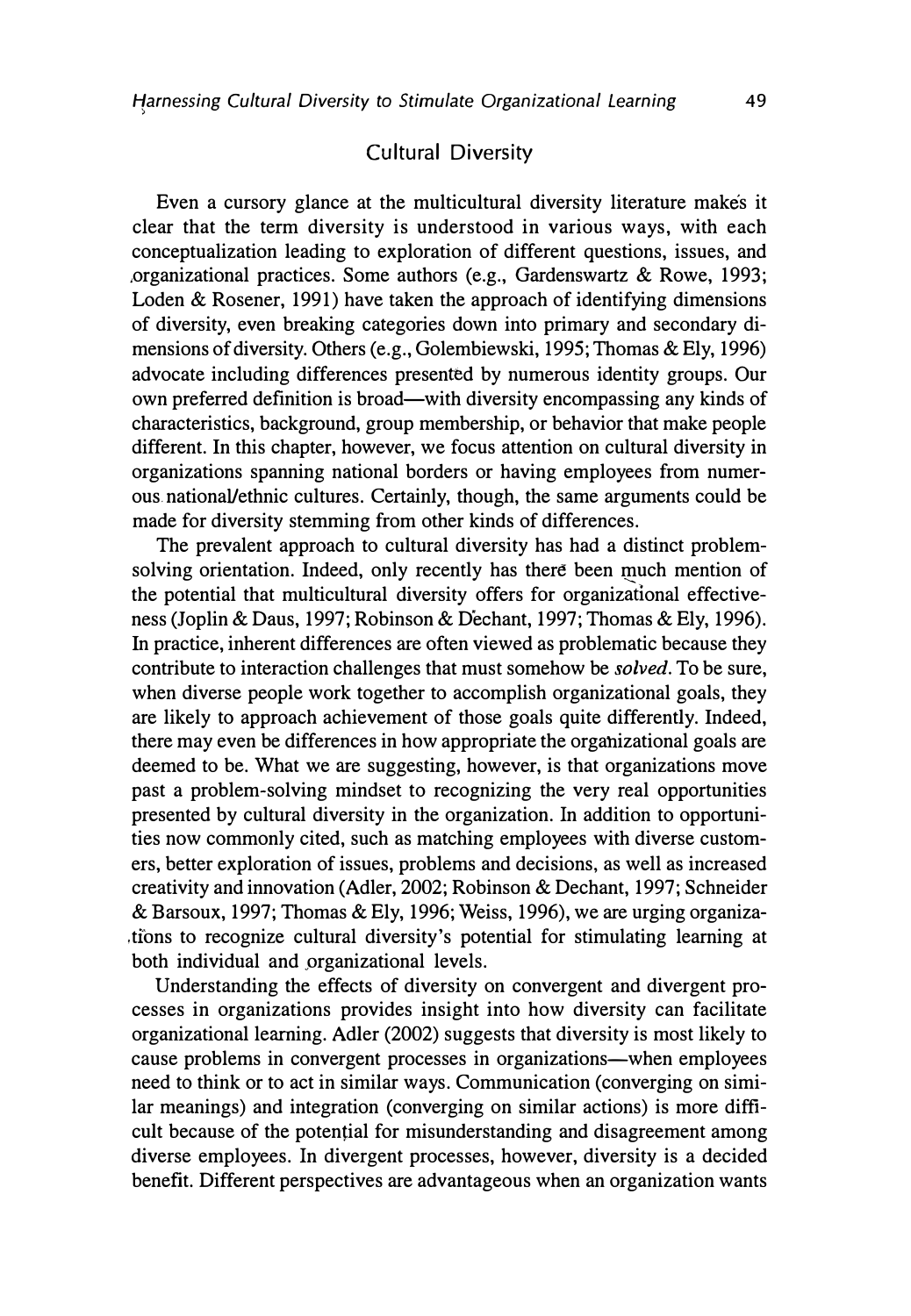## Cultural Diversity

Even a cursory glance at the multicultural diversity literature makes it clear that the term diversity is understood in various ways, with each conceptualization leading to exploration of different questions, issues, and organizational practices. Some authors (e.g., Gardenswartz & Rowe, 1993; Loden & Rosener, 1991) have taken the approach of identifying dimensions of diversity, even breaking categories down into primary and secondary dimensions of diversity. Others (e.g., Golembiewski, 1995; Thomas & Ely, 1996) advocate including differences presented by numerous identity groups. Our own preferred definition is broad—with diversity encompassing any kinds of characteristics, background, group membership, or behavior that make people different. In this chapter, however, we focus attention on cultural diversity in organizations spanning national borders or having employees from numerous national/ethnic cultures. Certainly, though, the same arguments could be made for diversity stemming from other kinds of differences.

The prevalent approach to cultural diversity has had a distinct problem-solving orientation. Indeed, only recently has there been much mention of the potential that multicultural diversity offers for organizational effectiveness (Joplin & Daus, 1997; Robinson & Dechant, 1997; Thomas & Ely, 1996). In practice, inherent differences are often viewed as problematic because they contribute to interaction challenges that must somehow be *solved*. To be sure, when diverse people work together to accomplish organizational goals, they are likely to approach achievement of those goals quite differently. Indeed, there may even be differences in how appropriate the organizational goals are deemed to be. What we are suggesting, however, is that organizations move past a problem-solving mindset to recognizing the very real opportunities presented by cultural diversity in the organization. In addition to opportunities now commonly cited, such as matching employees with diverse customers, better exploration of issues, problems and decisions, as well as increased creativity and innovation (Adler, 2002; Robinson & Dechant, 1997; Schneider & Barsoux, 1997; Thomas & Ely, 1996; Weiss, 1996), we are urging organizations to recognize cultural diversity's potential for stimulating learning at both individual and organizational levels.

Understanding the effects of diversity on convergent and divergent processes in organizations provides insight into how diversity can facilitate organizational learning. Adler (2002) suggests that diversity is most likely to cause problems in convergent processes in organizations—when employees need to think or to act in similar ways. Communication (converging on similar meanings) and integration (converging on similar actions) is more difficult because of the potential for misunderstanding and disagreement among diverse employees. In divergent processes, however, diversity is a decided benefit. Different perspectives are advantageous when an organization wants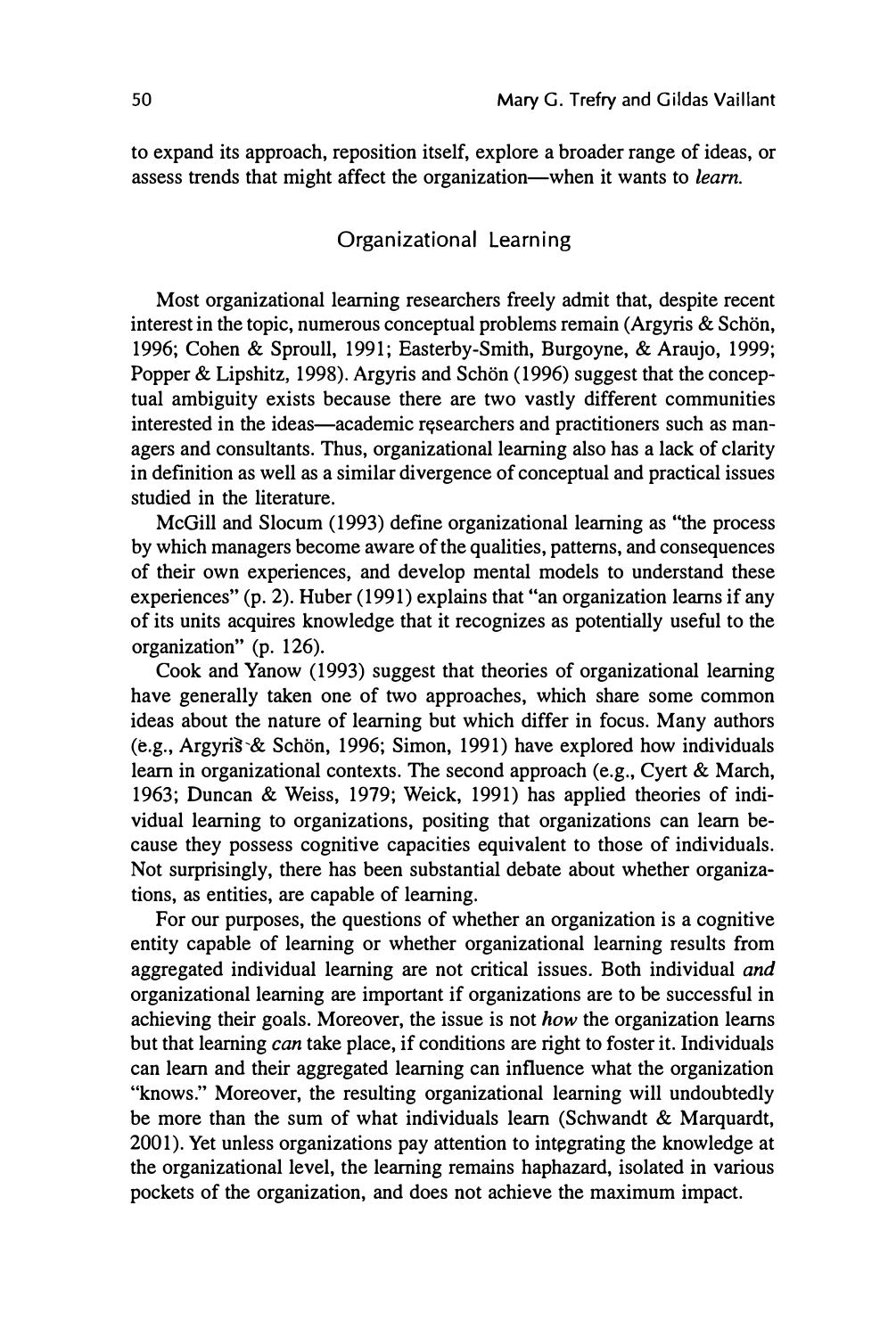to expand its approach, reposition itself, explore a broader range of ideas, or assess trends that might affect the organization—when it wants to *learn*.

## Organizational Learning

Most organizational learning researchers freely admit that, despite recent interest in the topic, numerous conceptual problems remain (Argyris & Schön, 1996; Cohen & Sproull, 1991; Easterby-Smith, Burgoyne, & Araujo, 1999; Popper & Lipshitz, 1998). Argyris and Schön (1996) suggest that the conceptual ambiguity exists because there are two vastly different communities interested in the ideas—academic researchers and practitioners such as managers and consultants. Thus, organizational learning also has a lack of clarity in definition as well as a similar divergence of conceptual and practical issues studied in the literature.

McGill and Slocum (1993) define organizational learning as "the process by which managers become aware of the qualities, patterns, and consequences of their own experiences, and develop mental models to understand these experiences" (p. 2). Huber (1991) explains that "an organization learns if any of its units acquires knowledge that it recognizes as potentially useful to the organization" (p. 126).

Cook and Yanow (1993) suggest that theories of organizational learning have generally taken one of two approaches, which share some common ideas about the nature of learning but which differ in focus. Many authors (e.g., Argyris & Schön, 1996; Simon, 1991) have explored how individuals learn in organizational contexts. The second approach (e.g., Cyert & March, 1963; Duncan & Weiss, 1979; Weick, 1991) has applied theories of individual learning to organizations, positing that organizations can learn because they possess cognitive capacities equivalent to those of individuals. Not surprisingly, there has been substantial debate about whether organizations, as entities, are capable of learning.

For our purposes, the questions of whether an organization is a cognitive entity capable of learning or whether organizational learning results from aggregated individual learning are not critical issues. Both individual *and* organizational learning are important if organizations are to be successful in achieving their goals. Moreover, the issue is not *how* the organization learns but that learning *can* take place, if conditions are right to foster it. Individuals can learn and their aggregated learning can influence what the organization "knows." Moreover, the resulting organizational learning will undoubtedly be more than the sum of what individuals learn (Schwandt & Marquardt, 2001). Yet unless organizations pay attention to integrating the knowledge at the organizational level, the learning remains haphazard, isolated in various pockets of the organization, and does not achieve the maximum impact.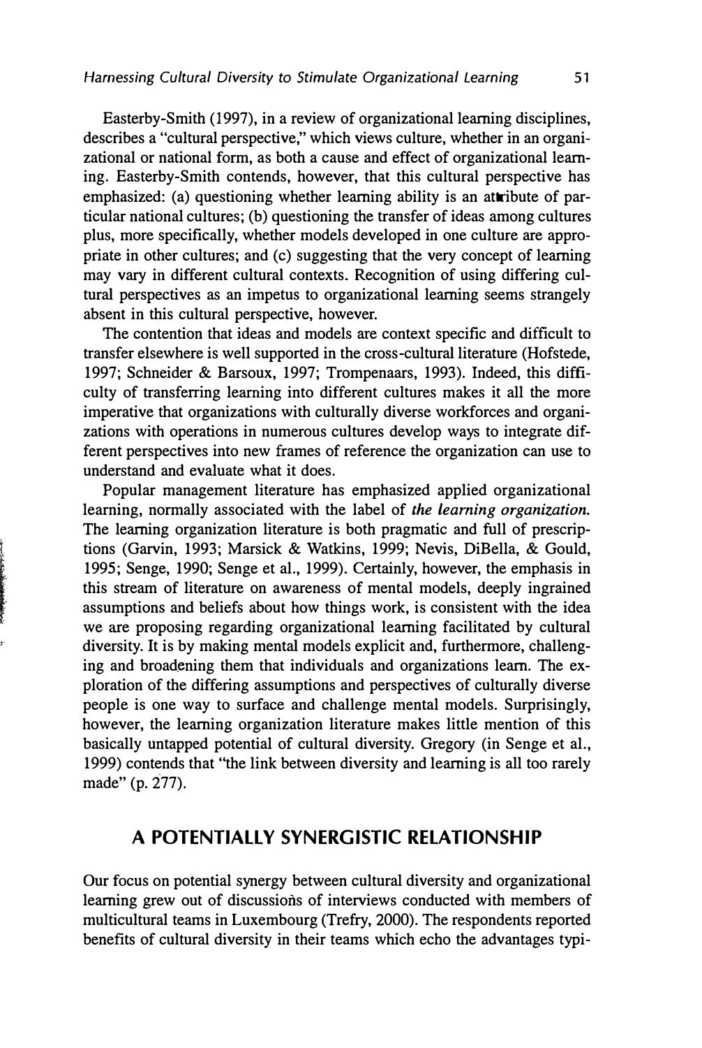Easterby-Smith (1997), in a review of organizational learning disciplines, describes a "cultural perspective," which views culture, whether in an organizational or national form, as both a cause and effect of organizational learning. Easterby-Smith contends, however, that this cultural perspective has emphasized: (a) questioning whether learning ability is an attribute of particular national cultures; (b) questioning the transfer of ideas among cultures plus, more specifically, whether models developed in one culture are appropriate in other cultures; and (c) suggesting that the very concept of learning may vary in different cultural contexts. Recognition of using differing cultural perspectives as an impetus to organizational learning seems strangely absent in this cultural perspective, however.

The contention that ideas and models are context specific and difficult to transfer elsewhere is well supported in the cross-cultural literature (Hofstede, 1997; Schneider & Barsoux, 1997; Trompenaars, 1993). Indeed, this difficulty of transferring learning into different cultures makes it all the more imperative that organizations with culturally diverse workforces and organizations with operations in numerous cultures develop ways to integrate different perspectives into new frames of reference the organization can use to understand and evaluate what it does.

Popular management literature has emphasized applied organizational learning, normally associated with the label of *the learning organization.* The learning organization literature is both pragmatic and full of prescriptions (Garvin, 1993; Marsick & Watkins, 1999; Nevis, DiBella, & Gould, 1995; Senge, 1990; Senge et al., 1999). Certainly, however, the emphasis in this stream of literature on awareness of mental models, deeply ingrained assumptions and beliefs about how things work, is consistent with the idea we are proposing regarding organizational learning facilitated by cultural diversity. It is by making mental models explicit and, furthermore, challenging and broadening them that individuals and organizations learn. The exploration of the differing assumptions and perspectives of culturally diverse people is one way to surface and challenge mental models. Surprisingly, however, the learning organization literature makes little mention of this basically untapped potential of cultural diversity. Gregory (in Senge et al., 1999) contends that "the link between diversity and learning is all too rarely made" (p. 277).

## A POTENTIALLY SYNERGISTIC RELATIONSHIP

Our focus on potential synergy between cultural diversity and organizational learning grew out of discussions of interviews conducted with members of multicultural teams in Luxembourg (Trefry, 2000). The respondents reported benefits of cultural diversity in their teams which echo the advantages typi-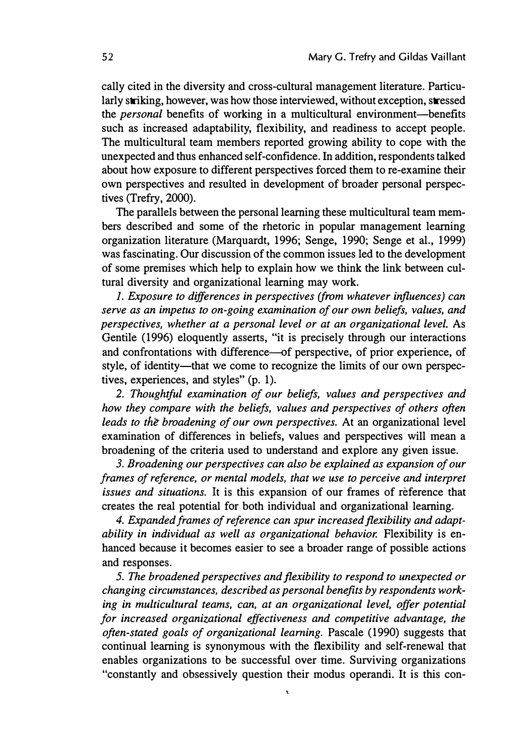cally cited in the diversity and cross-cultural management literature. Particularly striking, however, was how those interviewed, without exception, stressed the *personal* benefits of working in a multicultural environment—benefits such as increased adaptability, flexibility, and readiness to accept people. The multicultural team members reported growing ability to cope with the unexpected and thus enhanced self-confidence. In addition, respondents talked about how exposure to different perspectives forced them to re-examine their own perspectives and resulted in development of broader personal perspectives (Trefry, 2000).

The parallels between the personal learning these multicultural team members described and some of the rhetoric in popular management learning organization literature (Marquardt, 1996; Senge, 1990; Senge et al., 1999) was fascinating. Our discussion of the common issues led to the development of some premises which help to explain how we think the link between cultural diversity and organizational learning may work.

1. *Exposure to differences in perspectives (from whatever influences) can serve as an impetus to on-going examination of our own beliefs, values, and perspectives, whether at a personal level or at an organizational level.* As Gentile (1996) eloquently asserts, "it is precisely through our interactions and confrontations with difference—of perspective, of prior experience, of style, of identity—that we come to recognize the limits of our own perspectives, experiences, and styles" (p. 1).

2. *Thoughtful examination of our beliefs, values and perspectives and how they compare with the beliefs, values and perspectives of others often leads to the broadening of our own perspectives.* At an organizational level examination of differences in beliefs, values and perspectives will mean a broadening of the criteria used to understand and explore any given issue.

3. *Broadening our perspectives can also be explained as expansion of our frames of reference, or mental models, that we use to perceive and interpret issues and situations.* It is this expansion of our frames of reference that creates the real potential for both individual and organizational learning.

4. *Expanded frames of reference can spur increased flexibility and adaptability in individual as well as organizational behavior.* Flexibility is enhanced because it becomes easier to see a broader range of possible actions and responses.

5. *The broadened perspectives and flexibility to respond to unexpected or changing circumstances, described as personal benefits by respondents working in multicultural teams, can, at an organizational level, offer potential for increased organizational effectiveness and competitive advantage, the often-stated goals of organizational learning.* Pascale (1990) suggests that continual learning is synonymous with the flexibility and self-renewal that enables organizations to be successful over time. Surviving organizations "constantly and obsessively question their modus operandi. It is this con-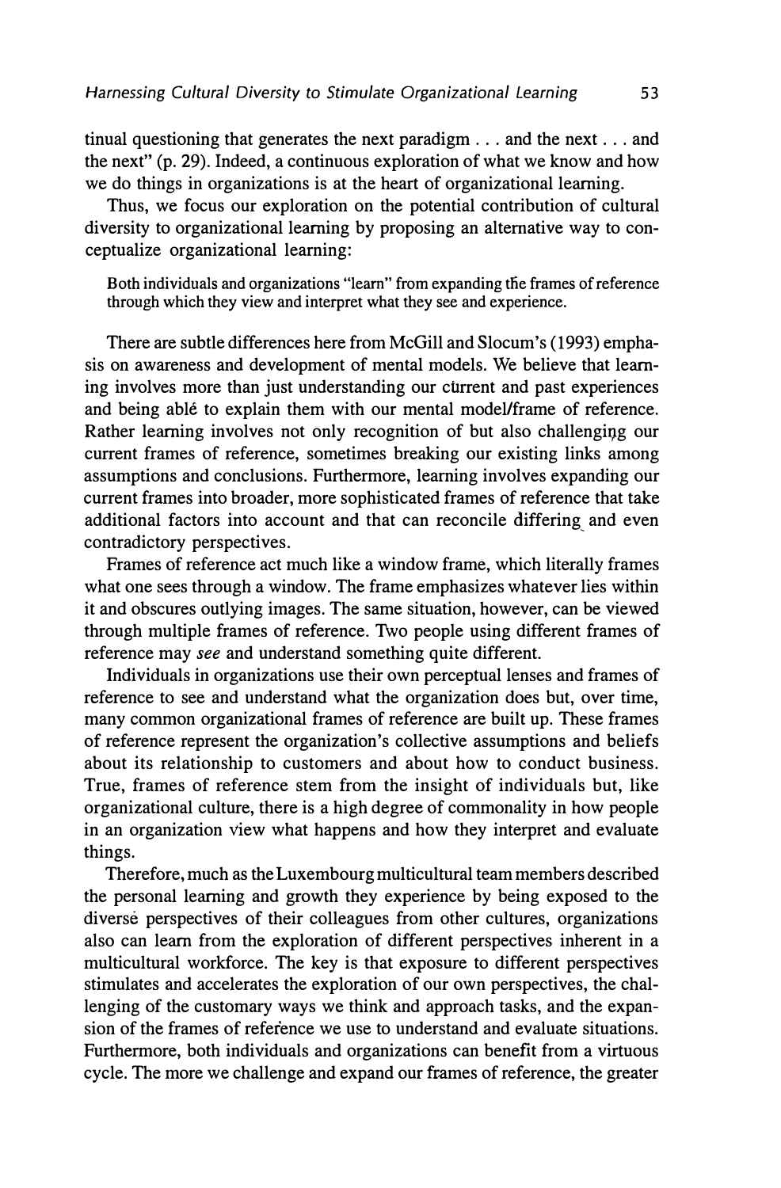tinual questioning that generates the next paradigm . . . and the next . . . and the next" (p. 29). Indeed, a continuous exploration of what we know and how we do things in organizations is at the heart of organizational learning.

Thus, we focus our exploration on the potential contribution of cultural diversity to organizational learning by proposing an alternative way to conceptualize organizational learning:

> Both individuals and organizations "learn" from expanding the frames of reference through which they view and interpret what they see and experience.

There are subtle differences here from McGill and Slocum's (1993) emphasis on awareness and development of mental models. We believe that learning involves more than just understanding our current and past experiences and being able to explain them with our mental model/frame of reference. Rather learning involves not only recognition of but also challenging our current frames of reference, sometimes breaking our existing links among assumptions and conclusions. Furthermore, learning involves expanding our current frames into broader, more sophisticated frames of reference that take additional factors into account and that can reconcile differing and even contradictory perspectives.

Frames of reference act much like a window frame, which literally frames what one sees through a window. The frame emphasizes whatever lies within it and obscures outlying images. The same situation, however, can be viewed through multiple frames of reference. Two people using different frames of reference may *see* and understand something quite different.

Individuals in organizations use their own perceptual lenses and frames of reference to see and understand what the organization does but, over time, many common organizational frames of reference are built up. These frames of reference represent the organization's collective assumptions and beliefs about its relationship to customers and about how to conduct business. True, frames of reference stem from the insight of individuals but, like organizational culture, there is a high degree of commonality in how people in an organization view what happens and how they interpret and evaluate things.

Therefore, much as the Luxembourg multicultural team members described the personal learning and growth they experience by being exposed to the diverse perspectives of their colleagues from other cultures, organizations also can learn from the exploration of different perspectives inherent in a multicultural workforce. The key is that exposure to different perspectives stimulates and accelerates the exploration of our own perspectives, the challenging of the customary ways we think and approach tasks, and the expansion of the frames of reference we use to understand and evaluate situations. Furthermore, both individuals and organizations can benefit from a virtuous cycle. The more we challenge and expand our frames of reference, the greater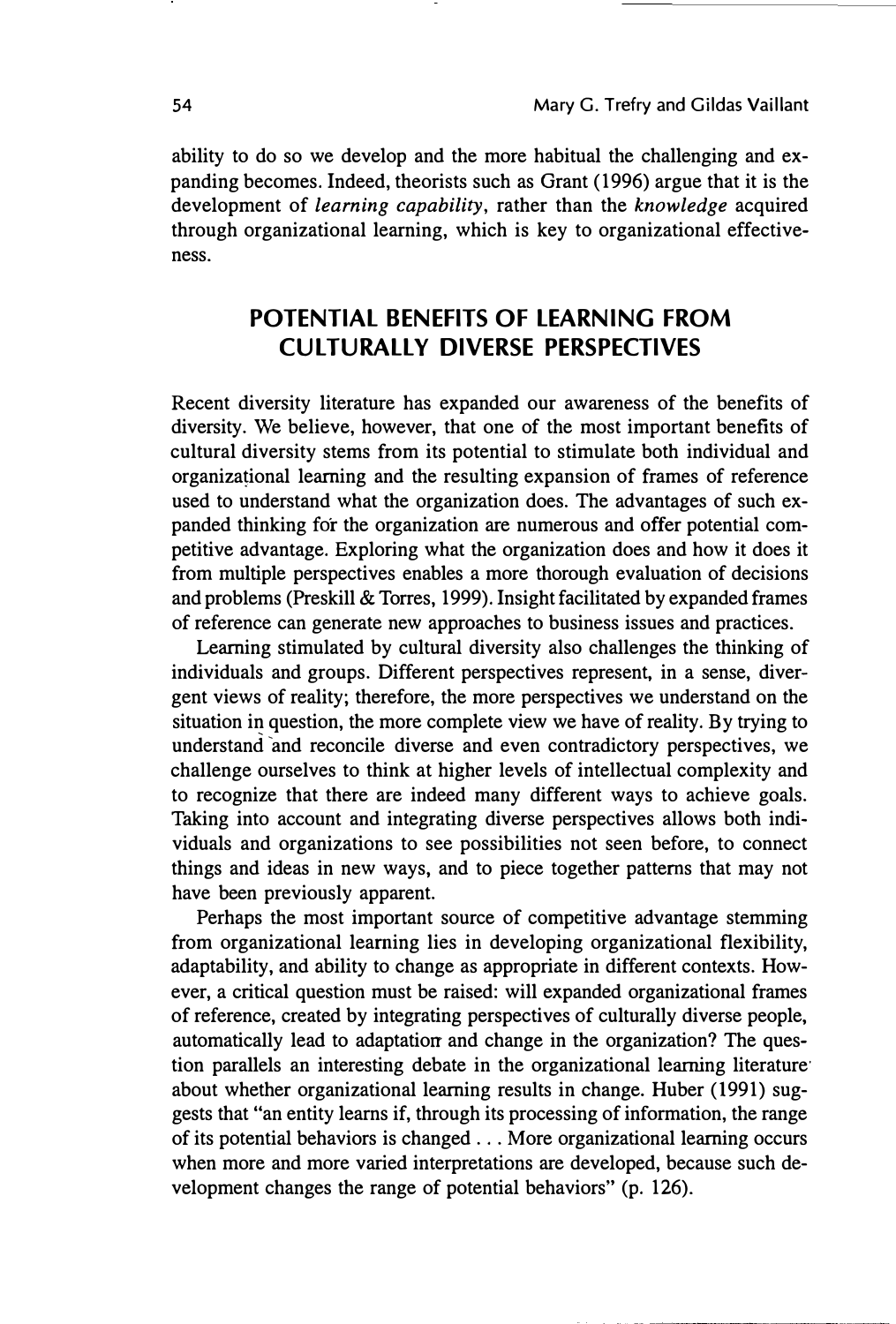ability to do so we develop and the more habitual the challenging and expanding becomes. Indeed, theorists such as Grant (1996) argue that it is the development of *learning capability*, rather than the *knowledge* acquired through organizational learning, which is key to organizational effectiveness.

## POTENTIAL BENEFITS OF LEARNING FROM CULTURALLY DIVERSE PERSPECTIVES

Recent diversity literature has expanded our awareness of the benefits of diversity. We believe, however, that one of the most important benefits of cultural diversity stems from its potential to stimulate both individual and organizational learning and the resulting expansion of frames of reference used to understand what the organization does. The advantages of such expanded thinking for the organization are numerous and offer potential competitive advantage. Exploring what the organization does and how it does it from multiple perspectives enables a more thorough evaluation of decisions and problems (Preskill & Torres, 1999). Insight facilitated by expanded frames of reference can generate new approaches to business issues and practices.

Learning stimulated by cultural diversity also challenges the thinking of individuals and groups. Different perspectives represent, in a sense, divergent views of reality; therefore, the more perspectives we understand on the situation in question, the more complete view we have of reality. By trying to understand and reconcile diverse and even contradictory perspectives, we challenge ourselves to think at higher levels of intellectual complexity and to recognize that there are indeed many different ways to achieve goals. Taking into account and integrating diverse perspectives allows both individuals and organizations to see possibilities not seen before, to connect things and ideas in new ways, and to piece together patterns that may not have been previously apparent.

Perhaps the most important source of competitive advantage stemming from organizational learning lies in developing organizational flexibility, adaptability, and ability to change as appropriate in different contexts. However, a critical question must be raised: will expanded organizational frames of reference, created by integrating perspectives of culturally diverse people, automatically lead to adaptation and change in the organization? The question parallels an interesting debate in the organizational learning literature about whether organizational learning results in change. Huber (1991) suggests that "an entity learns if, through its processing of information, the range of its potential behaviors is changed . . . More organizational learning occurs when more and more varied interpretations are developed, because such development changes the range of potential behaviors" (p. 126).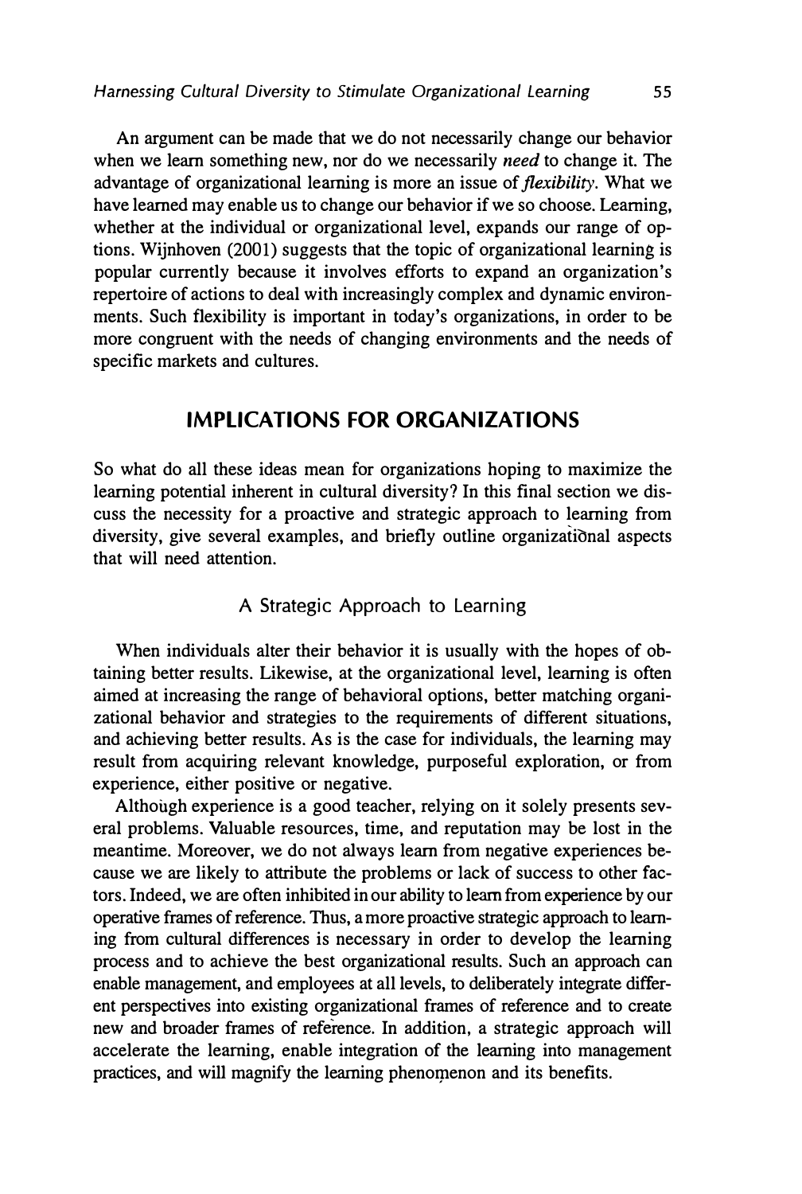An argument can be made that we do not necessarily change our behavior when we learn something new, nor do we necessarily *need* to change it. The advantage of organizational learning is more an issue of *flexibility*. What we have learned may enable us to change our behavior if we so choose. Learning, whether at the individual or organizational level, expands our range of options. Wijnhoven (2001) suggests that the topic of organizational learning is popular currently because it involves efforts to expand an organization's repertoire of actions to deal with increasingly complex and dynamic environments. Such flexibility is important in today's organizations, in order to be more congruent with the needs of changing environments and the needs of specific markets and cultures.

## IMPLICATIONS FOR ORGANIZATIONS

So what do all these ideas mean for organizations hoping to maximize the learning potential inherent in cultural diversity? In this final section we discuss the necessity for a proactive and strategic approach to learning from diversity, give several examples, and briefly outline organizational aspects that will need attention.

### A Strategic Approach to Learning

When individuals alter their behavior it is usually with the hopes of obtaining better results. Likewise, at the organizational level, learning is often aimed at increasing the range of behavioral options, better matching organizational behavior and strategies to the requirements of different situations, and achieving better results. As is the case for individuals, the learning may result from acquiring relevant knowledge, purposeful exploration, or from experience, either positive or negative.

Although experience is a good teacher, relying on it solely presents several problems. Valuable resources, time, and reputation may be lost in the meantime. Moreover, we do not always learn from negative experiences because we are likely to attribute the problems or lack of success to other factors. Indeed, we are often inhibited in our ability to learn from experience by our operative frames of reference. Thus, a more proactive strategic approach to learning from cultural differences is necessary in order to develop the learning process and to achieve the best organizational results. Such an approach can enable management, and employees at all levels, to deliberately integrate different perspectives into existing organizational frames of reference and to create new and broader frames of reference. In addition, a strategic approach will accelerate the learning, enable integration of the learning into management practices, and will magnify the learning phenomenon and its benefits.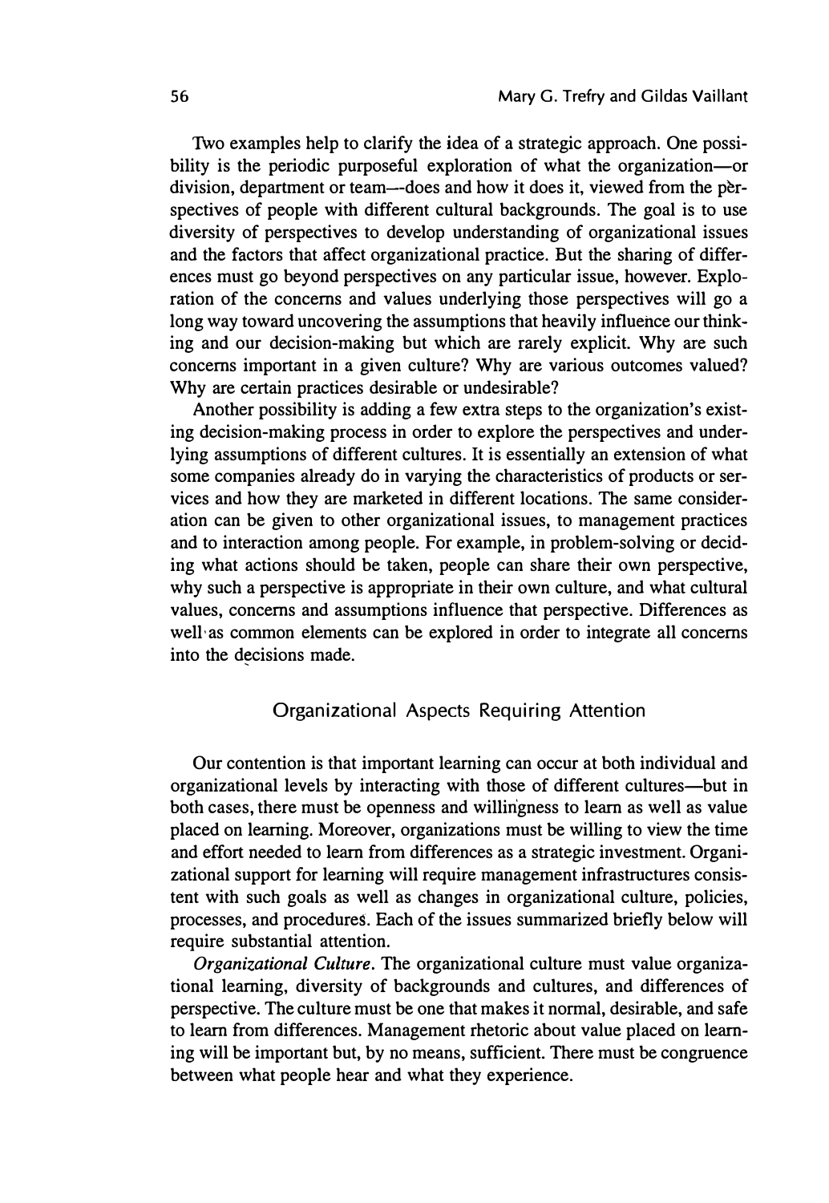Two examples help to clarify the idea of a strategic approach. One possibility is the periodic purposeful exploration of what the organization—or division, department or team—does and how it does it, viewed from the perspectives of people with different cultural backgrounds. The goal is to use diversity of perspectives to develop understanding of organizational issues and the factors that affect organizational practice. But the sharing of differences must go beyond perspectives on any particular issue, however. Exploration of the concerns and values underlying those perspectives will go a long way toward uncovering the assumptions that heavily influence our thinking and our decision-making but which are rarely explicit. Why are such concerns important in a given culture? Why are various outcomes valued? Why are certain practices desirable or undesirable?

Another possibility is adding a few extra steps to the organization's existing decision-making process in order to explore the perspectives and underlying assumptions of different cultures. It is essentially an extension of what some companies already do in varying the characteristics of products or services and how they are marketed in different locations. The same consideration can be given to other organizational issues, to management practices and to interaction among people. For example, in problem-solving or deciding what actions should be taken, people can share their own perspective, why such a perspective is appropriate in their own culture, and what cultural values, concerns and assumptions influence that perspective. Differences as well as common elements can be explored in order to integrate all concerns into the decisions made.

## Organizational Aspects Requiring Attention

Our contention is that important learning can occur at both individual and organizational levels by interacting with those of different cultures—but in both cases, there must be openness and willingness to learn as well as value placed on learning. Moreover, organizations must be willing to view the time and effort needed to learn from differences as a strategic investment. Organizational support for learning will require management infrastructures consistent with such goals as well as changes in organizational culture, policies, processes, and procedures. Each of the issues summarized briefly below will require substantial attention.

*Organizational Culture.* The organizational culture must value organizational learning, diversity of backgrounds and cultures, and differences of perspective. The culture must be one that makes it normal, desirable, and safe to learn from differences. Management rhetoric about value placed on learning will be important but, by no means, sufficient. There must be congruence between what people hear and what they experience.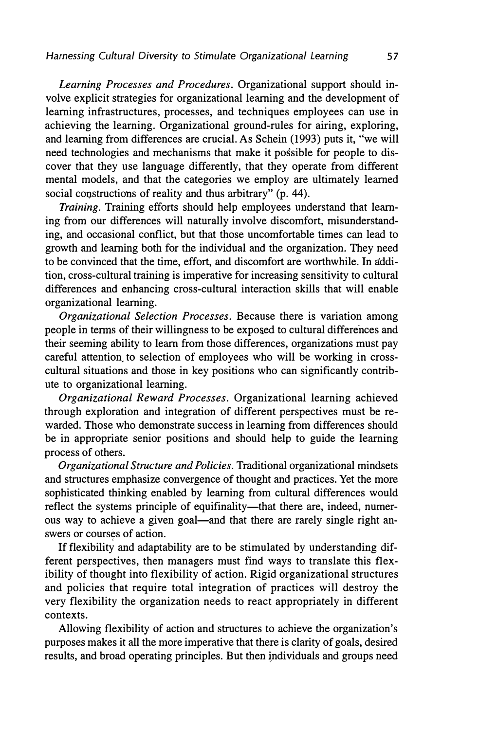*Learning Processes and Procedures*. Organizational support should involve explicit strategies for organizational learning and the development of learning infrastructures, processes, and techniques employees can use in achieving the learning. Organizational ground-rules for airing, exploring, and learning from differences are crucial. As Schein (1993) puts it, "we will need technologies and mechanisms that make it possible for people to discover that they use language differently, that they operate from different mental models, and that the categories we employ are ultimately learned social constructions of reality and thus arbitrary" (p. 44).

*Training*. Training efforts should help employees understand that learning from our differences will naturally involve discomfort, misunderstanding, and occasional conflict, but that those uncomfortable times can lead to growth and learning both for the individual and the organization. They need to be convinced that the time, effort, and discomfort are worthwhile. In addition, cross-cultural training is imperative for increasing sensitivity to cultural differences and enhancing cross-cultural interaction skills that will enable organizational learning.

*Organizational Selection Processes*. Because there is variation among people in terms of their willingness to be exposed to cultural differences and their seeming ability to learn from those differences, organizations must pay careful attention to selection of employees who will be working in cross-cultural situations and those in key positions who can significantly contribute to organizational learning.

*Organizational Reward Processes*. Organizational learning achieved through exploration and integration of different perspectives must be rewarded. Those who demonstrate success in learning from differences should be in appropriate senior positions and should help to guide the learning process of others.

*Organizational Structure and Policies*. Traditional organizational mindsets and structures emphasize convergence of thought and practices. Yet the more sophisticated thinking enabled by learning from cultural differences would reflect the systems principle of equifinality—that there are, indeed, numerous way to achieve a given goal—and that there are rarely single right answers or courses of action.

If flexibility and adaptability are to be stimulated by understanding different perspectives, then managers must find ways to translate this flexibility of thought into flexibility of action. Rigid organizational structures and policies that require total integration of practices will destroy the very flexibility the organization needs to react appropriately in different contexts.

Allowing flexibility of action and structures to achieve the organization's purposes makes it all the more imperative that there is clarity of goals, desired results, and broad operating principles. But then individuals and groups need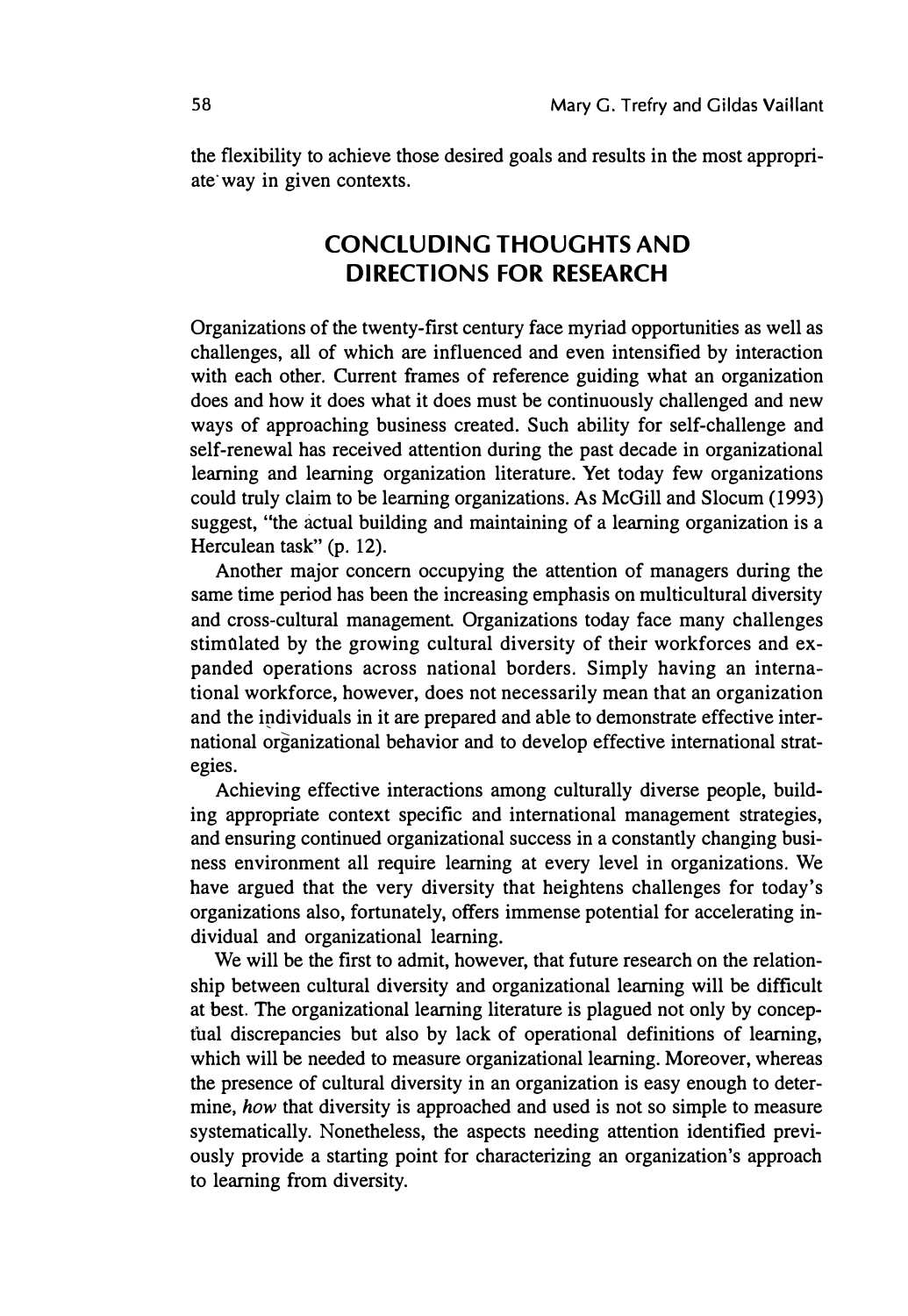the flexibility to achieve those desired goals and results in the most appropriate way in given contexts.

## CONCLUDING THOUGHTS AND DIRECTIONS FOR RESEARCH

Organizations of the twenty-first century face myriad opportunities as well as challenges, all of which are influenced and even intensified by interaction with each other. Current frames of reference guiding what an organization does and how it does what it does must be continuously challenged and new ways of approaching business created. Such ability for self-challenge and self-renewal has received attention during the past decade in organizational learning and learning organization literature. Yet today few organizations could truly claim to be learning organizations. As McGill and Slocum (1993) suggest, "the actual building and maintaining of a learning organization is a Herculean task" (p. 12).

Another major concern occupying the attention of managers during the same time period has been the increasing emphasis on multicultural diversity and cross-cultural management. Organizations today face many challenges stimulated by the growing cultural diversity of their workforces and expanded operations across national borders. Simply having an international workforce, however, does not necessarily mean that an organization and the individuals in it are prepared and able to demonstrate effective international organizational behavior and to develop effective international strategies.

Achieving effective interactions among culturally diverse people, building appropriate context specific and international management strategies, and ensuring continued organizational success in a constantly changing business environment all require learning at every level in organizations. We have argued that the very diversity that heightens challenges for today's organizations also, fortunately, offers immense potential for accelerating individual and organizational learning.

We will be the first to admit, however, that future research on the relationship between cultural diversity and organizational learning will be difficult at best. The organizational learning literature is plagued not only by conceptual discrepancies but also by lack of operational definitions of learning, which will be needed to measure organizational learning. Moreover, whereas the presence of cultural diversity in an organization is easy enough to determine, *how* that diversity is approached and used is not so simple to measure systematically. Nonetheless, the aspects needing attention identified previously provide a starting point for characterizing an organization's approach to learning from diversity.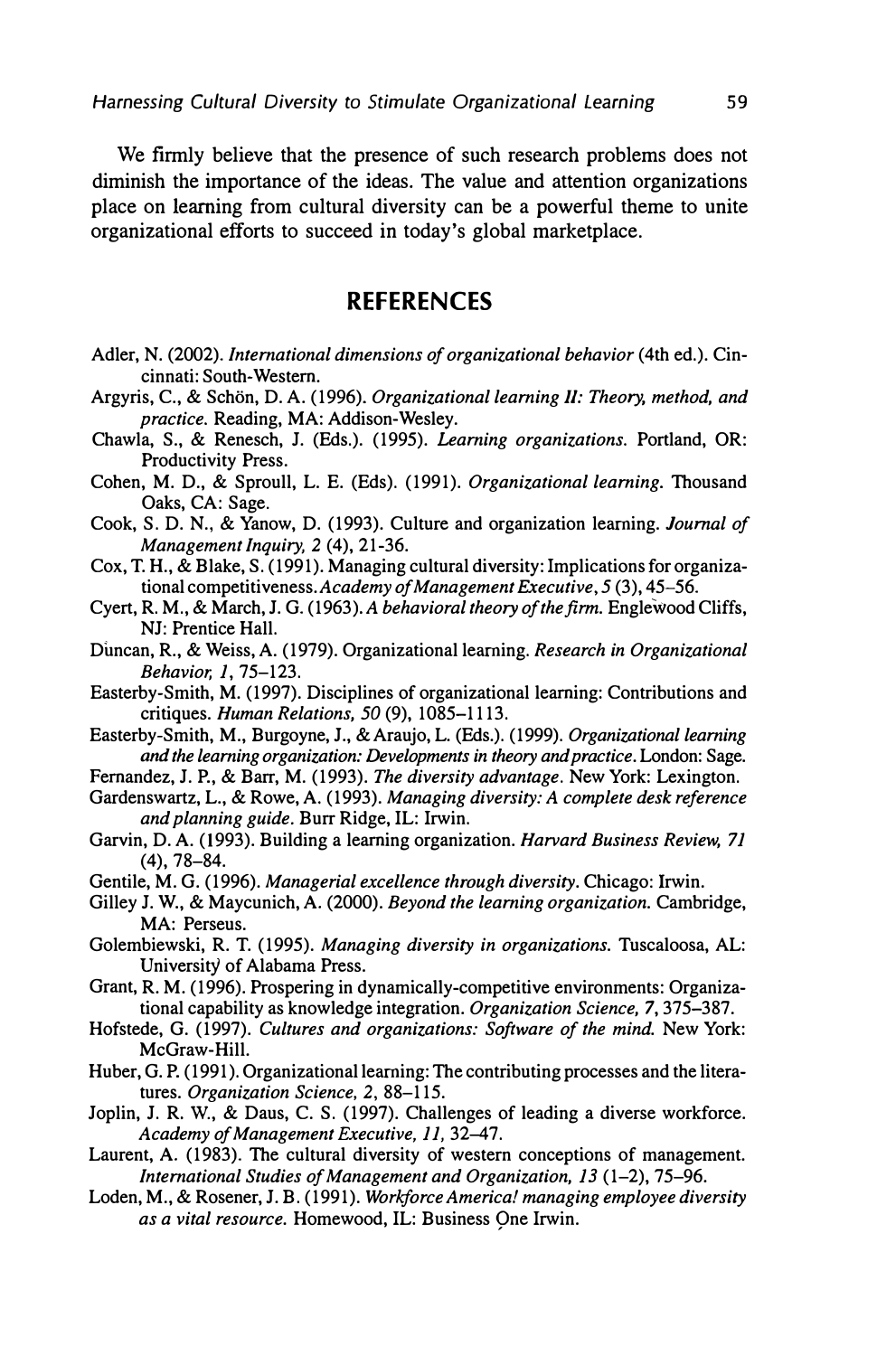We firmly believe that the presence of such research problems does not diminish the importance of the ideas. The value and attention organizations place on learning from cultural diversity can be a powerful theme to unite organizational efforts to succeed in today's global marketplace.

## REFERENCES

Adler, N. (2002). *International dimensions of organizational behavior* (4th ed.). Cincinnati: South-Western.

Argyris, C., & Schön, D. A. (1996). *Organizational learning II: Theory, method, and practice.* Reading, MA: Addison-Wesley.

Chawla, S., & Renesch, J. (Eds.). (1995). *Learning organizations.* Portland, OR: Productivity Press.

Cohen, M. D., & Sproull, L. E. (Eds). (1991). *Organizational learning.* Thousand Oaks, CA: Sage.

Cook, S. D. N., & Yanow, D. (1993). Culture and organization learning. *Journal of Management Inquiry, 2* (4), 21-36.

Cox, T. H., & Blake, S. (1991). Managing cultural diversity: Implications for organizational competitiveness. *Academy of Management Executive, 5* (3), 45–56.

Cyert, R. M., & March, J. G. (1963). *A behavioral theory of the firm.* Englewood Cliffs, NJ: Prentice Hall.

Duncan, R., & Weiss, A. (1979). Organizational learning. *Research in Organizational Behavior, 1,* 75–123.

Easterby-Smith, M. (1997). Disciplines of organizational learning: Contributions and critiques. *Human Relations, 50* (9), 1085–1113.

Easterby-Smith, M., Burgoyne, J., & Araujo, L. (Eds.). (1999). *Organizational learning and the learning organization: Developments in theory and practice.* London: Sage.

Fernandez, J. P., & Barr, M. (1993). *The diversity advantage.* New York: Lexington.

Gardenswartz, L., & Rowe, A. (1993). *Managing diversity: A complete desk reference and planning guide.* Burr Ridge, IL: Irwin.

Garvin, D. A. (1993). Building a learning organization. *Harvard Business Review, 71* (4), 78–84.

Gentile, M. G. (1996). *Managerial excellence through diversity.* Chicago: Irwin.

Gilley J. W., & Maycunich, A. (2000). *Beyond the learning organization.* Cambridge, MA: Perseus.

Golembiewski, R. T. (1995). *Managing diversity in organizations.* Tuscaloosa, AL: University of Alabama Press.

Grant, R. M. (1996). Prospering in dynamically-competitive environments: Organizational capability as knowledge integration. *Organization Science, 7,* 375–387.

Hofstede, G. (1997). *Cultures and organizations: Software of the mind.* New York: McGraw-Hill.

Huber, G. P. (1991). Organizational learning: The contributing processes and the literatures. *Organization Science, 2,* 88–115.

Joplin, J. R. W., & Daus, C. S. (1997). Challenges of leading a diverse workforce. *Academy of Management Executive, 11,* 32–47.

Laurent, A. (1983). The cultural diversity of western conceptions of management. *International Studies of Management and Organization, 13* (1–2), 75–96.

Loden, M., & Rosener, J. B. (1991). *Workforce America! managing employee diversity as a vital resource.* Homewood, IL: Business One Irwin.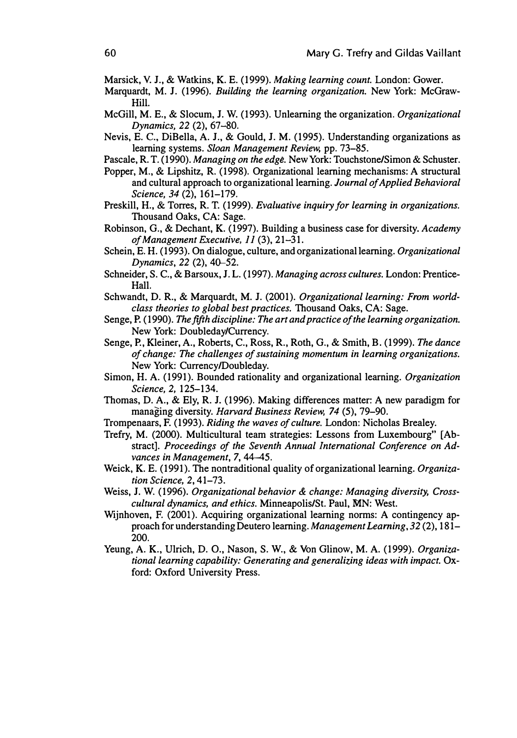Marsick, V. J., & Watkins, K. E. (1999). *Making learning count.* London: Gower.

Marquardt, M. J. (1996). *Building the learning organization.* New York: McGraw-Hill.

McGill, M. E., & Slocum, J. W. (1993). Unlearning the organization. *Organizational Dynamics, 22* (2), 67–80.

Nevis, E. C., DiBella, A. J., & Gould, J. M. (1995). Understanding organizations as learning systems. *Sloan Management Review,* pp. 73–85.

Pascale, R. T. (1990). *Managing on the edge.* New York: Touchstone/Simon & Schuster.

Popper, M., & Lipshitz, R. (1998). Organizational learning mechanisms: A structural and cultural approach to organizational learning. *Journal of Applied Behavioral Science, 34* (2), 161–179.

Preskill, H., & Torres, R. T. (1999). *Evaluative inquiry for learning in organizations.* Thousand Oaks, CA: Sage.

Robinson, G., & Dechant, K. (1997). Building a business case for diversity. *Academy of Management Executive, 11* (3), 21–31.

Schein, E. H. (1993). On dialogue, culture, and organizational learning. *Organizational Dynamics, 22* (2), 40–52.

Schneider, S. C., & Barsoux, J. L. (1997). *Managing across cultures.* London: Prentice-Hall.

Schwandt, D. R., & Marquardt, M. J. (2001). *Organizational learning: From world-class theories to global best practices.* Thousand Oaks, CA: Sage.

Senge, P. (1990). *The fifth discipline: The art and practice of the learning organization.* New York: Doubleday/Currency.

Senge, P., Kleiner, A., Roberts, C., Ross, R., Roth, G., & Smith, B. (1999). *The dance of change: The challenges of sustaining momentum in learning organizations.* New York: Currency/Doubleday.

Simon, H. A. (1991). Bounded rationality and organizational learning. *Organization Science, 2,* 125–134.

Thomas, D. A., & Ely, R. J. (1996). Making differences matter: A new paradigm for managing diversity. *Harvard Business Review, 74* (5), 79–90.

Trompenaars, F. (1993). *Riding the waves of culture.* London: Nicholas Brealey.

Trefry, M. (2000). Multicultural team strategies: Lessons from Luxembourg" [Abstract]. *Proceedings of the Seventh Annual International Conference on Advances in Management, 7,* 44–45.

Weick, K. E. (1991). The nontraditional quality of organizational learning. *Organization Science, 2,* 41–73.

Weiss, J. W. (1996). *Organizational behavior & change: Managing diversity, Cross-cultural dynamics, and ethics.* Minneapolis/St. Paul, MN: West.

Wijnhoven, F. (2001). Acquiring organizational learning norms: A contingency approach for understanding Deutero learning. *Management Learning, 32* (2), 181–200.

Yeung, A. K., Ulrich, D. O., Nason, S. W., & Von Glinow, M. A. (1999). *Organizational learning capability: Generating and generalizing ideas with impact.* Oxford: Oxford University Press.